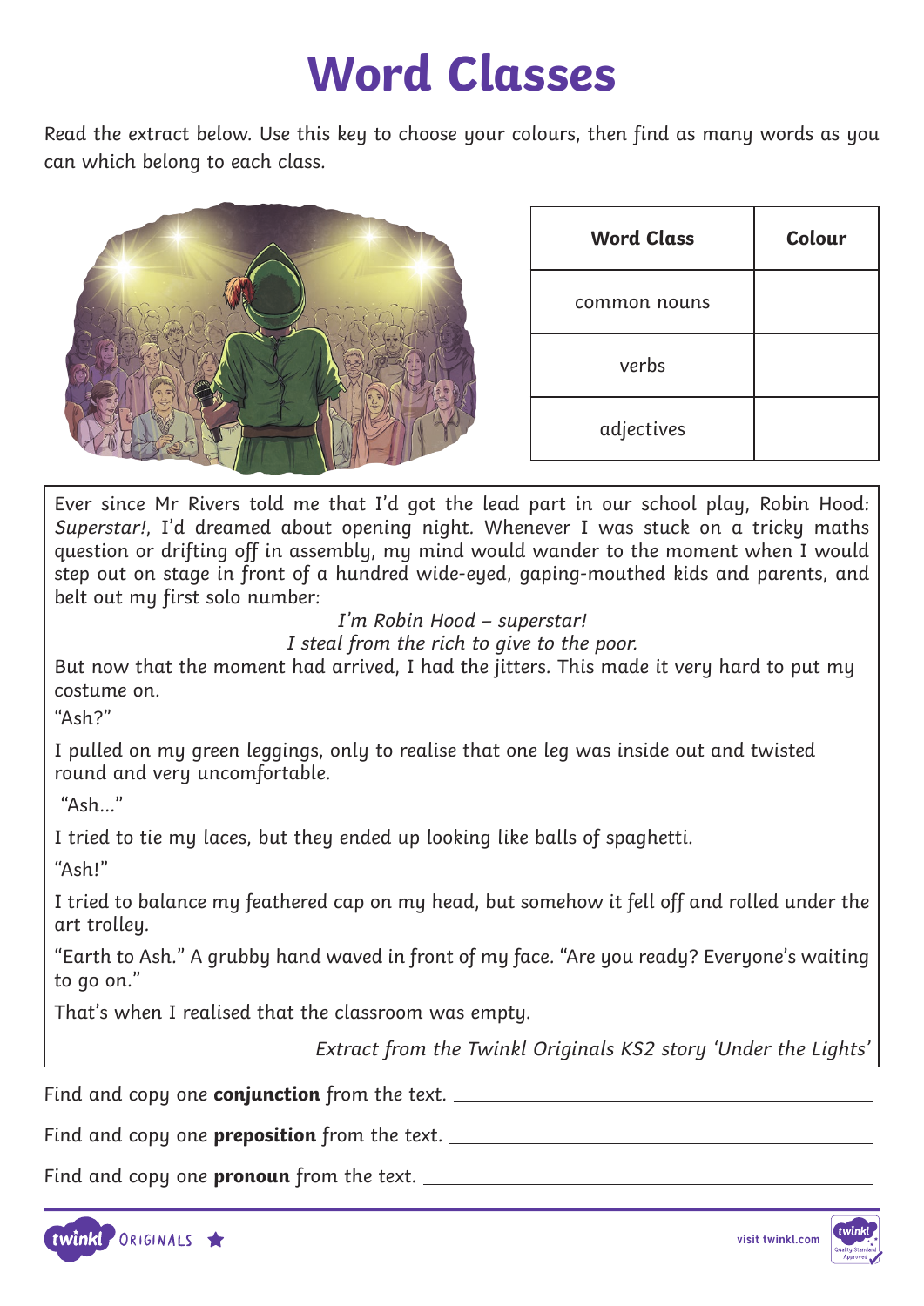# Word Classes

Read the extract below. Use this key to choose your colours, then find as many words as you can which belong to each class.

| Word Class | Colour |
| --- | --- |
| common nouns | |
| verbs | |
| adjectives | |

Ever since Mr Rivers told me that I'd got the lead part in our school play, Robin Hood: *Superstar!*, I'd dreamed about opening night. Whenever I was stuck on a tricky maths question or drifting off in assembly, my mind would wander to the moment when I would step out on stage in front of a hundred wide-eyed, gaping-mouthed kids and parents, and belt out my first solo number:

*I'm Robin Hood – superstar!*
*I steal from the rich to give to the poor.*

But now that the moment had arrived, I had the jitters. This made it very hard to put my costume on.

"Ash?"

I pulled on my green leggings, only to realise that one leg was inside out and twisted round and very uncomfortable.

"Ash..."

I tried to tie my laces, but they ended up looking like balls of spaghetti.

"Ash!"

I tried to balance my feathered cap on my head, but somehow it fell off and rolled under the art trolley.

"Earth to Ash." A grubby hand waved in front of my face. "Are you ready? Everyone's waiting to go on."

That's when I realised that the classroom was empty.

*Extract from the Twinkl Originals KS2 story 'Under the Lights'*

Find and copy one **conjunction** from the text. ______________________________

Find and copy one **preposition** from the text. ______________________________

Find and copy one **pronoun** from the text. ______________________________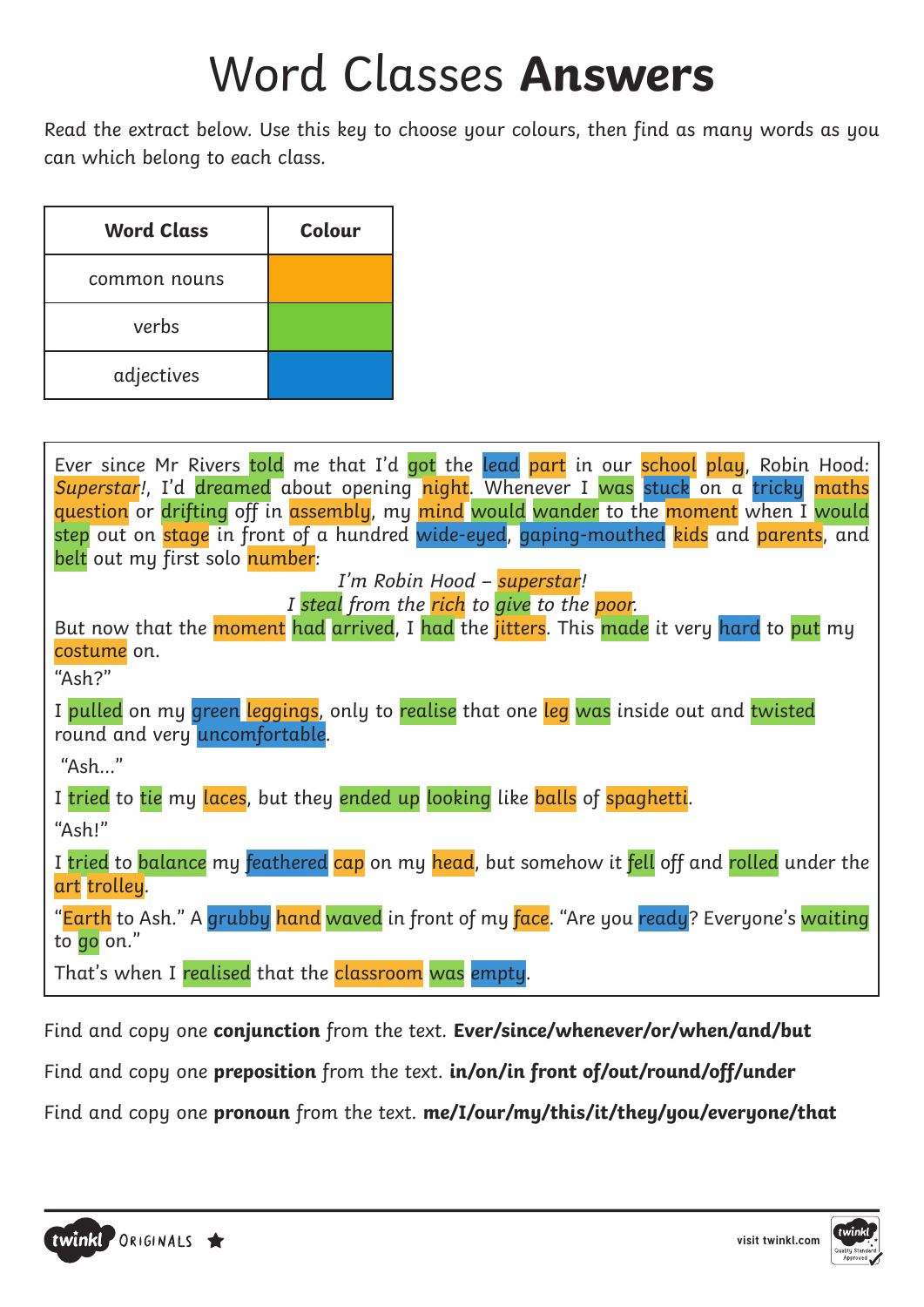# Word Classes **Answers**

Read the extract below. Use this key to choose your colours, then find as many words as you can which belong to each class.

| Word Class | Colour |
| --- | --- |
| common nouns | orange |
| verbs | green |
| adjectives | blue |

Ever since Mr Rivers told me that I'd got the lead part in our school play, Robin Hood: *Superstar*!, I'd dreamed about opening night. Whenever I was stuck on a tricky maths question or drifting off in assembly, my mind would wander to the moment when I would step out on stage in front of a hundred wide-eyed, gaping-mouthed kids and parents, and belt out my first solo number:

*I'm Robin Hood – superstar!*

*I steal from the rich to give to the poor.*

But now that the moment had arrived, I had the jitters. This made it very hard to put my costume on.

"Ash?"

I pulled on my green leggings, only to realise that one leg was inside out and twisted round and very uncomfortable.

"Ash..."

I tried to tie my laces, but they ended up looking like balls of spaghetti.

"Ash!"

I tried to balance my feathered cap on my head, but somehow it fell off and rolled under the art trolley.

"Earth to Ash." A grubby hand waved in front of my face. "Are you ready? Everyone's waiting to go on."

That's when I realised that the classroom was empty.

Find and copy one **conjunction** from the text. **Ever/since/whenever/or/when/and/but**

Find and copy one **preposition** from the text. **in/on/in front of/out/round/off/under**

Find and copy one **pronoun** from the text. **me/I/our/my/this/it/they/you/everyone/that**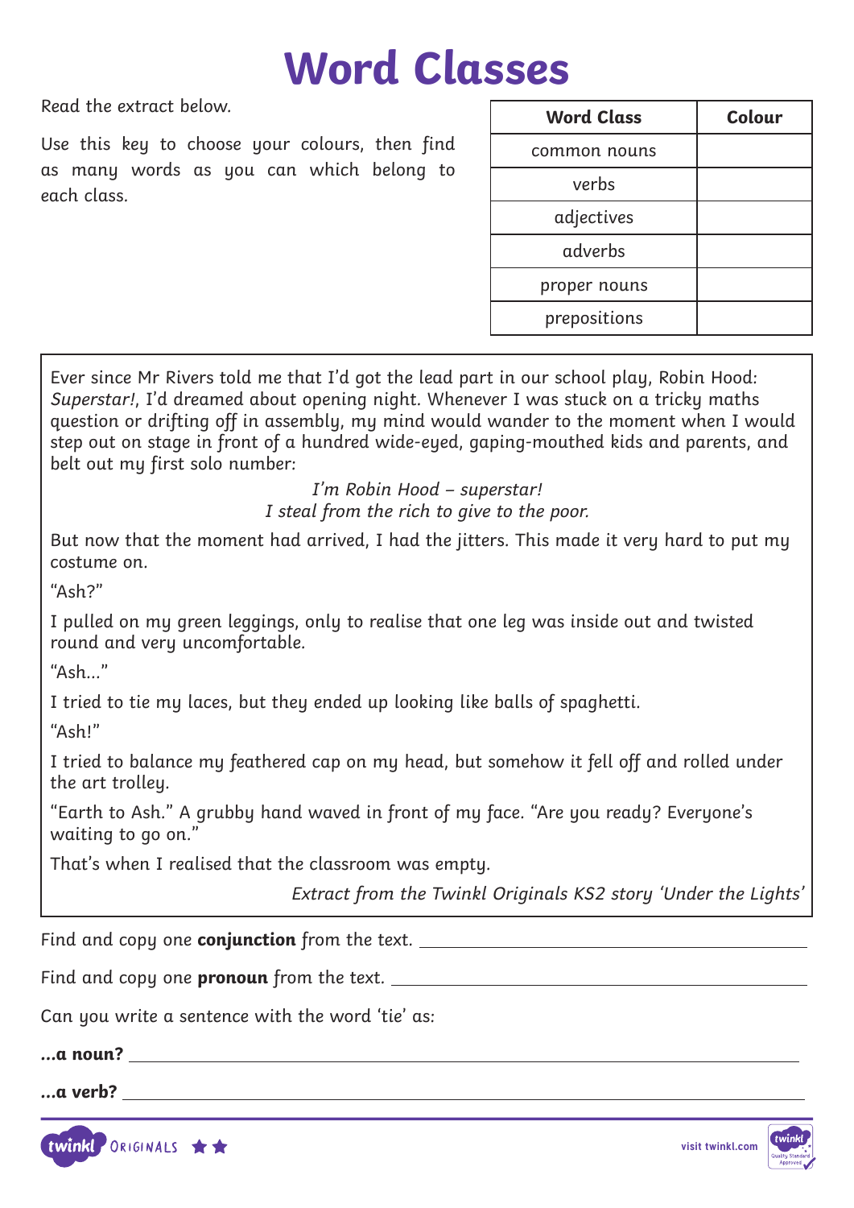# Word Classes

Read the extract below.

Use this key to choose your colours, then find as many words as you can which belong to each class.

| Word Class | Colour |
|---|---|
| common nouns | |
| verbs | |
| adjectives | |
| adverbs | |
| proper nouns | |
| prepositions | |

Ever since Mr Rivers told me that I'd got the lead part in our school play, Robin Hood: *Superstar!*, I'd dreamed about opening night. Whenever I was stuck on a tricky maths question or drifting off in assembly, my mind would wander to the moment when I would step out on stage in front of a hundred wide-eyed, gaping-mouthed kids and parents, and belt out my first solo number:

*I'm Robin Hood – superstar!*
*I steal from the rich to give to the poor.*

But now that the moment had arrived, I had the jitters. This made it very hard to put my costume on.

"Ash?"

I pulled on my green leggings, only to realise that one leg was inside out and twisted round and very uncomfortable.

"Ash..."

I tried to tie my laces, but they ended up looking like balls of spaghetti.

"Ash!"

I tried to balance my feathered cap on my head, but somehow it fell off and rolled under the art trolley.

"Earth to Ash." A grubby hand waved in front of my face. "Are you ready? Everyone's waiting to go on."

That's when I realised that the classroom was empty.

*Extract from the Twinkl Originals KS2 story 'Under the Lights'*

Find and copy one **conjunction** from the text. ______________________

Find and copy one **pronoun** from the text. ______________________

Can you write a sentence with the word 'tie' as:

**...a noun?** ______________________

**...a verb?** ______________________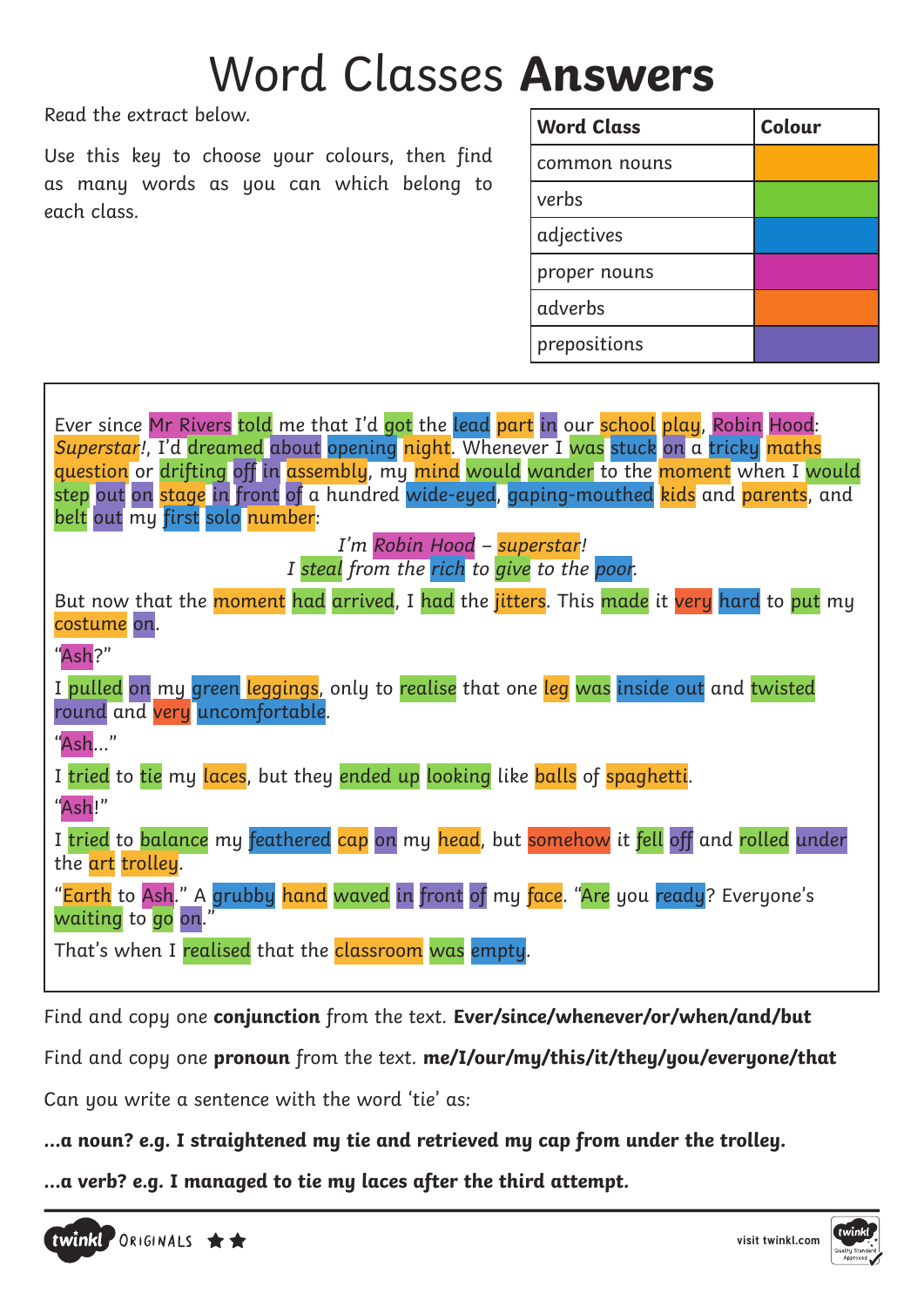# Word Classes **Answers**

Read the extract below.

Use this key to choose your colours, then find as many words as you can which belong to each class.

| Word Class | Colour |
| --- | --- |
| common nouns | |
| verbs | |
| adjectives | |
| proper nouns | |
| adverbs | |
| prepositions | |

Ever since Mr Rivers told me that I'd got the lead part in our school play, Robin Hood: *Superstar!*, I'd dreamed about opening night. Whenever I was stuck on a tricky maths question or drifting off in assembly, my mind would wander to the moment when I would step out on stage in front of a hundred wide-eyed, gaping-mouthed kids and parents, and belt out my first solo number:

*I'm Robin Hood – superstar!*
*I steal from the rich to give to the poor.*

But now that the moment had arrived, I had the jitters. This made it very hard to put my costume on.

"Ash?"

I pulled on my green leggings, only to realise that one leg was inside out and twisted round and very uncomfortable.

"Ash…"

I tried to tie my laces, but they ended up looking like balls of spaghetti.

"Ash!"

I tried to balance my feathered cap on my head, but somehow it fell off and rolled under the art trolley.

"Earth to Ash." A grubby hand waved in front of my face. "Are you ready? Everyone's waiting to go on."

That's when I realised that the classroom was empty.

Find and copy one **conjunction** from the text. **Ever/since/whenever/or/when/and/but**

Find and copy one **pronoun** from the text. **me/I/our/my/this/it/they/you/everyone/that**

Can you write a sentence with the word 'tie' as:

**…a noun? e.g. I straightened my tie and retrieved my cap from under the trolley.**

**…a verb? e.g. I managed to tie my laces after the third attempt.**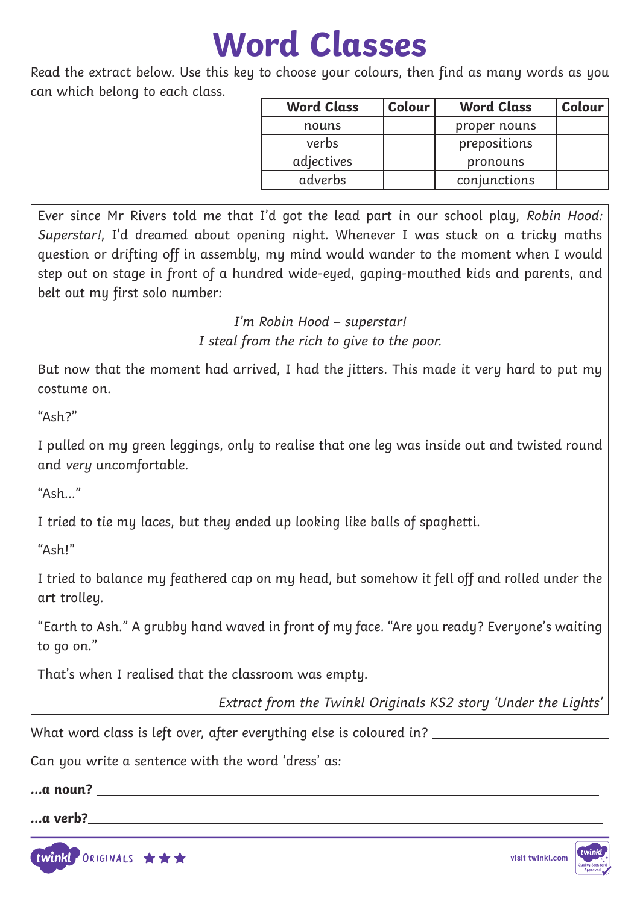# Word Classes

Read the extract below. Use this key to choose your colours, then find as many words as you can which belong to each class.

| Word Class | Colour | Word Class | Colour |
|---|---|---|---|
| nouns | | proper nouns | |
| verbs | | prepositions | |
| adjectives | | pronouns | |
| adverbs | | conjunctions | |

Ever since Mr Rivers told me that I'd got the lead part in our school play, *Robin Hood: Superstar!*, I'd dreamed about opening night. Whenever I was stuck on a tricky maths question or drifting off in assembly, my mind would wander to the moment when I would step out on stage in front of a hundred wide-eyed, gaping-mouthed kids and parents, and belt out my first solo number:

*I'm Robin Hood – superstar!*
*I steal from the rich to give to the poor.*

But now that the moment had arrived, I had the jitters. This made it very hard to put my costume on.

"Ash?"

I pulled on my green leggings, only to realise that one leg was inside out and twisted round and *very* uncomfortable.

"Ash..."

I tried to tie my laces, but they ended up looking like balls of spaghetti.

"Ash!"

I tried to balance my feathered cap on my head, but somehow it fell off and rolled under the art trolley.

"Earth to Ash." A grubby hand waved in front of my face. "Are you ready? Everyone's waiting to go on."

That's when I realised that the classroom was empty.

*Extract from the Twinkl Originals KS2 story 'Under the Lights'*

What word class is left over, after everything else is coloured in? ____________________

Can you write a sentence with the word 'dress' as:

**...a noun?** ____________________________________________________________

**...a verb?** ____________________________________________________________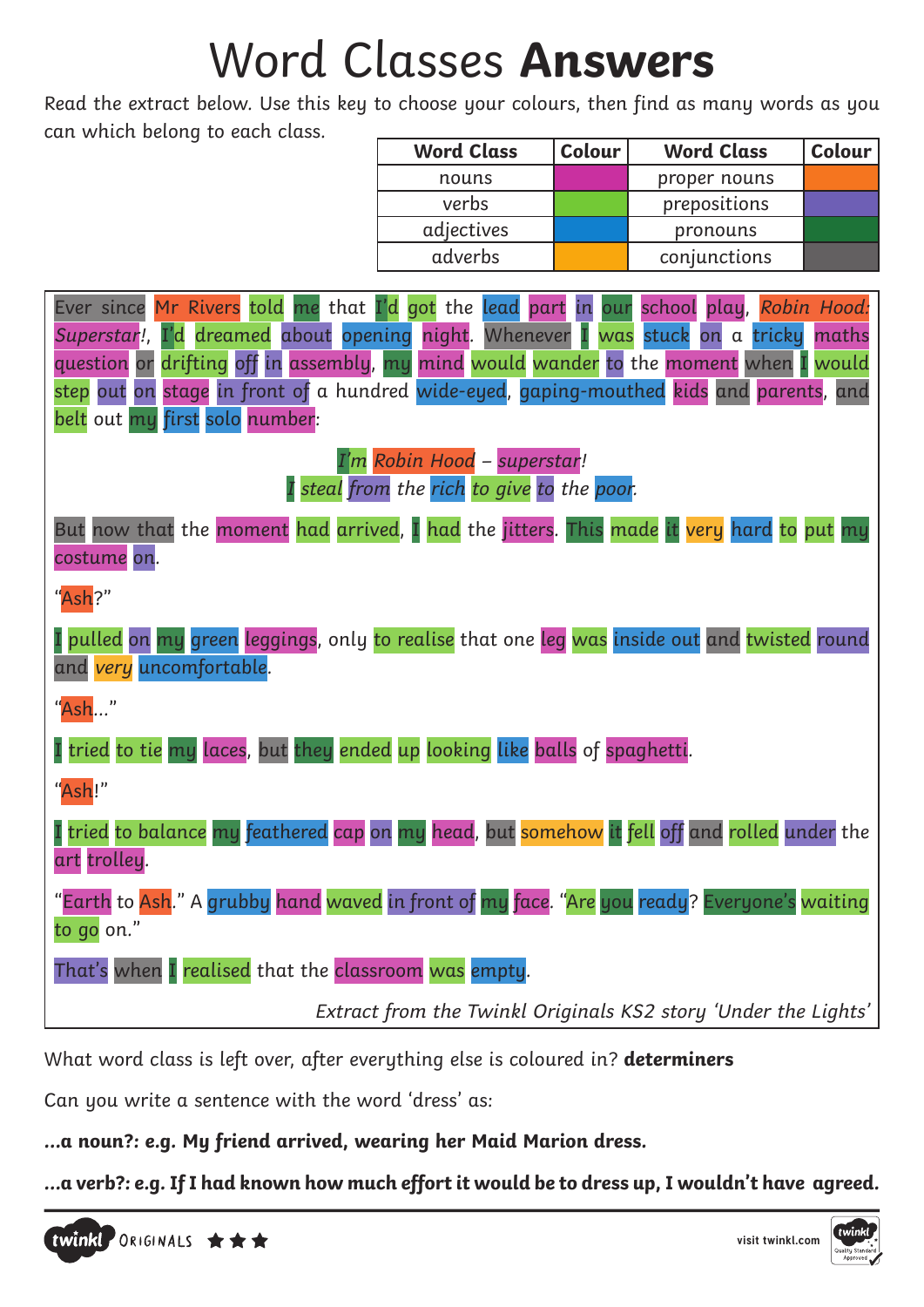# Word Classes **Answers**

Read the extract below. Use this key to choose your colours, then find as many words as you can which belong to each class.

| Word Class | Colour | Word Class | Colour |
|---|---|---|---|
| nouns | | proper nouns | |
| verbs | | prepositions | |
| adjectives | | pronouns | |
| adverbs | | conjunctions | |

Ever since Mr Rivers told me that I'd got the lead part in our school play, *Robin Hood: Superstar!*, I'd dreamed about opening night. Whenever I was stuck on a tricky maths question or drifting off in assembly, my mind would wander to the moment when I would step out on stage in front of a hundred wide-eyed, gaping-mouthed kids and parents, and belt out my first solo number:

*I'm Robin Hood – superstar!*
*I steal from the rich to give to the poor.*

But now that the moment had arrived, I had the jitters. This made it very hard to put my costume on.

"Ash?"

I pulled on my green leggings, only to realise that one leg was inside out and twisted round and *very* uncomfortable.

"Ash..."

I tried to tie my laces, but they ended up looking like balls of spaghetti.

"Ash!"

I tried to balance my feathered cap on my head, but somehow it fell off and rolled under the art trolley.

"Earth to Ash." A grubby hand waved in front of my face. "Are you ready? Everyone's waiting to go on."

That's when I realised that the classroom was empty.

*Extract from the Twinkl Originals KS2 story 'Under the Lights'*

What word class is left over, after everything else is coloured in? **determiners**

Can you write a sentence with the word 'dress' as:

**...a noun?: e.g. My friend arrived, wearing her Maid Marion dress.**

**...a verb?: e.g. If I had known how much effort it would be to dress up, I wouldn't have agreed.**